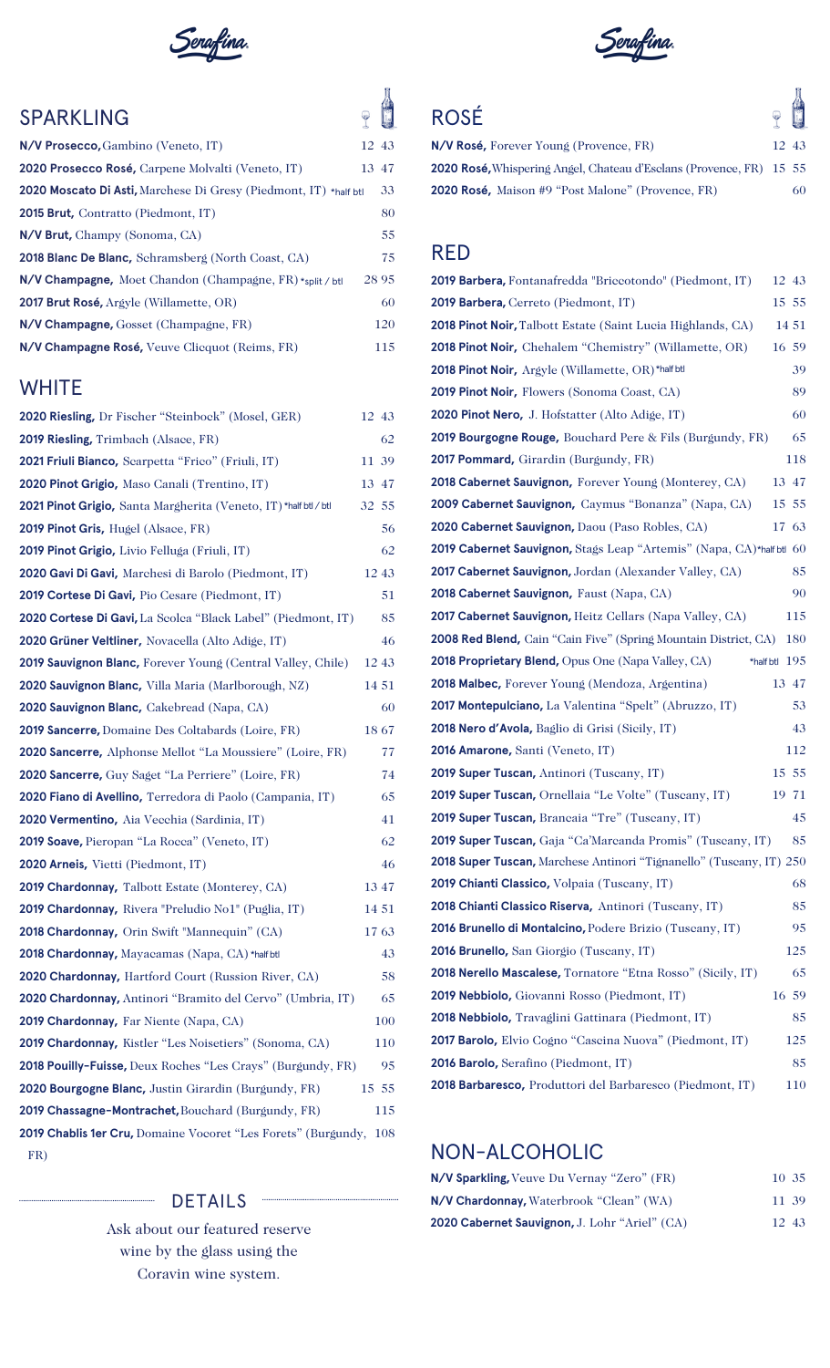Serafina.

## SPARKLING

- **N/V Prosecco,** Gambino (Veneto, IT) 12 43
- **2020 Prosecco Rosé,** Carpene Molvalti (Veneto, IT) 13 47
- **2020 Moscato Di Asti,** Marchese Di Gresy (Piedmont, IT) *half btl 33
- **2015 Brut,** Contratto (Piedmont, IT) 80
- **N/V Brut,** Champy (Sonoma, CA) 55
- **2018 Blanc De Blanc,** Schramsberg (North Coast, CA) 75
- **N/V Champagne,** Moet Chandon (Champagne, FR) *split / btl 28 95
- **2017 Brut Rosé,** Argyle (Willamette, OR) 60
- **N/V Champagne,** Gosset (Champagne, FR) 120
- **N/V Champagne Rosé,** Veuve Clicquot (Reims, FR) 115

## WHITE

- **2020 Riesling,** Dr Fischer "Steinbock" (Mosel, GER) 12 43
- **2019 Riesling,** Trimbach (Alsace, FR) 62
- **2021 Friuli Bianco,** Scarpetta "Frico" (Friuli, IT) 11 39
- **2020 Pinot Grigio,** Maso Canali (Trentino, IT) 13 47
- **2021 Pinot Grigio,** Santa Margherita (Veneto, IT) *half btl / btl 32 55
- **2019 Pinot Gris,** Hugel (Alsace, FR) 56
- **2019 Pinot Grigio,** Livio Felluga (Friuli, IT) 62
- **2020 Gavi Di Gavi,** Marchesi di Barolo (Piedmont, IT) 12 43
- **2019 Cortese Di Gavi,** Pio Cesare (Piedmont, IT) 51
- **2020 Cortese Di Gavi,** La Scolca "Black Label" (Piedmont, IT) 85
- **2020 Grüner Veltliner,** Novacella (Alto Adige, IT) 46
- **2019 Sauvignon Blanc,** Forever Young (Central Valley, Chile) 12 43
- **2020 Sauvignon Blanc,** Villa Maria (Marlborough, NZ) 14 51
- **2020 Sauvignon Blanc,** Cakebread (Napa, CA) 60
- **2019 Sancerre,** Domaine Des Coltabards (Loire, FR) 18 67
- **2020 Sancerre,** Alphonse Mellot "La Moussiere" (Loire, FR) 77
- **2020 Sancerre,** Guy Saget "La Perriere" (Loire, FR) 74
- **2020 Fiano di Avellino,** Terredora di Paolo (Campania, IT) 65
- **2020 Vermentino,** Aia Vecchia (Sardinia, IT) 41
- **2019 Soave,** Pieropan "La Rocca" (Veneto, IT) 62
- **2020 Arneis,** Vietti (Piedmont, IT) 46
- **2019 Chardonnay,** Talbott Estate (Monterey, CA) 13 47
- **2019 Chardonnay,** Rivera "Preludio No1" (Puglia, IT) 14 51
- **2018 Chardonnay,** Orin Swift "Mannequin" (CA) 17 63
- **2018 Chardonnay,** Mayacamas (Napa, CA) *half btl 43
- **2020 Chardonnay,** Hartford Court (Russion River, CA) 58
- **2020 Chardonnay,** Antinori "Bramito del Cervo" (Umbria, IT) 65
- **2019 Chardonnay,** Far Niente (Napa, CA) 100
- **2019 Chardonnay,** Kistler "Les Noisetiers" (Sonoma, CA) 110
- **2018 Pouilly-Fuisse,** Deux Roches "Les Crays" (Burgundy, FR) 95
- **2020 Bourgogne Blanc,** Justin Girardin (Burgundy, FR) 15 55
- **2019 Chassagne-Montrachet,** Bouchard (Burgundy, FR) 115
- **2019 Chablis 1er Cru,** Domaine Vocoret "Les Forets" (Burgundy, FR) 108

## DETAILS

Ask about our featured reserve wine by the glass using the Coravin wine system.

## ROSÉ

- **N/V Rosé,** Forever Young (Provence, FR) 12 43
- **2020 Rosé,** Whispering Angel, Chateau d'Esclans (Provence, FR) 15 55
- **2020 Rosé,** Maison #9 "Post Malone" (Provence, FR) 60

## RED

- **2019 Barbera,** Fontanafredda "Briccotondo" (Piedmont, IT) 12 43
- **2019 Barbera,** Cerreto (Piedmont, IT) 15 55
- **2018 Pinot Noir,** Talbott Estate (Saint Lucia Highlands, CA) 14 51
- **2018 Pinot Noir,** Chehalem "Chemistry" (Willamette, OR) 16 59
- **2018 Pinot Noir,** Argyle (Willamette, OR) *half btl 39
- **2019 Pinot Noir,** Flowers (Sonoma Coast, CA) 89
- **2020 Pinot Nero,** J. Hofstatter (Alto Adige, IT) 60
- **2019 Bourgogne Rouge,** Bouchard Pere & Fils (Burgundy, FR) 65
- **2017 Pommard,** Girardin (Burgundy, FR) 118
- **2018 Cabernet Sauvignon,** Forever Young (Monterey, CA) 13 47
- **2009 Cabernet Sauvignon,** Caymus "Bonanza" (Napa, CA) 15 55
- **2020 Cabernet Sauvignon,** Daou (Paso Robles, CA) 17 63
- **2019 Cabernet Sauvignon,** Stags Leap "Artemis" (Napa, CA) *half btl 60
- **2017 Cabernet Sauvignon,** Jordan (Alexander Valley, CA) 85
- **2018 Cabernet Sauvignon,** Faust (Napa, CA) 90
- **2017 Cabernet Sauvignon,** Heitz Cellars (Napa Valley, CA) 115
- **2008 Red Blend,** Cain "Cain Five" (Spring Mountain District, CA) 180
- **2018 Proprietary Blend,** Opus One (Napa Valley, CA) *half btl 195
- **2018 Malbec,** Forever Young (Mendoza, Argentina) 13 47
- **2017 Montepulciano,** La Valentina "Spelt" (Abruzzo, IT) 53
- **2018 Nero d'Avola,** Baglio di Grisi (Sicily, IT) 43
- **2016 Amarone,** Santi (Veneto, IT) 112
- **2019 Super Tuscan,** Antinori (Tuscany, IT) 15 55
- **2019 Super Tuscan,** Ornellaia "Le Volte" (Tuscany, IT) 19 71
- **2019 Super Tuscan,** Brancaia "Tre" (Tuscany, IT) 45
- **2019 Super Tuscan,** Gaja "Ca'Marcanda Promis" (Tuscany, IT) 85
- **2018 Super Tuscan,** Marchese Antinori "Tignanello" (Tuscany, IT) 250
- **2019 Chianti Classico,** Volpaia (Tuscany, IT) 68
- **2018 Chianti Classico Riserva,** Antinori (Tuscany, IT) 85
- **2016 Brunello di Montalcino,** Podere Brizio (Tuscany, IT) 95
- **2016 Brunello,** San Giorgio (Tuscany, IT) 125
- **2018 Nerello Mascalese,** Tornatore "Etna Rosso" (Sicily, IT) 65
- **2019 Nebbiolo,** Giovanni Rosso (Piedmont, IT) 16 59
- **2018 Nebbiolo,** Travaglini Gattinara (Piedmont, IT) 85
- **2017 Barolo,** Elvio Cogno "Cascina Nuova" (Piedmont, IT) 125
- **2016 Barolo,** Serafino (Piedmont, IT) 85
- **2018 Barbaresco,** Produttori del Barbaresco (Piedmont, IT) 110

## NON-ALCOHOLIC

- **N/V Sparkling,** Veuve Du Vernay "Zero" (FR) 10 35
- **N/V Chardonnay,** Waterbrook "Clean" (WA) 11 39
- **2020 Cabernet Sauvignon,** J. Lohr "Ariel" (CA) 12 43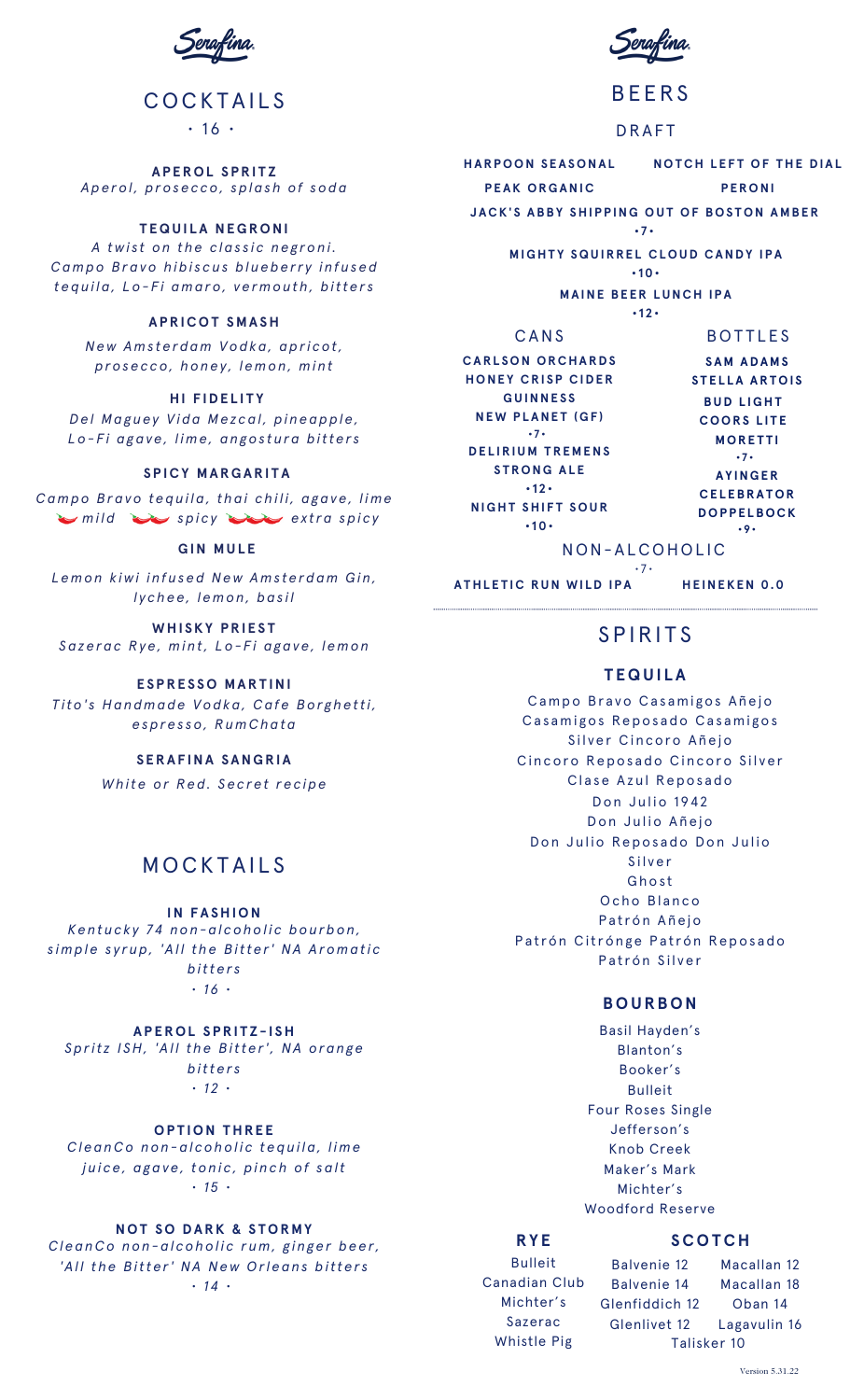Serafina.

# COCKTAILS

• 16 •

**APEROL SPRITZ**
*Aperol, prosecco, splash of soda*

**TEQUILA NEGRONI**
*A twist on the classic negroni. Campo Bravo hibiscus blueberry infused tequila, Lo-Fi amaro, vermouth, bitters*

**APRICOT SMASH**
*New Amsterdam Vodka, apricot, prosecco, honey, lemon, mint*

**HI FIDELITY**
*Del Maguey Vida Mezcal, pineapple, Lo-Fi agave, lime, angostura bitters*

**SPICY MARGARITA**
*Campo Bravo tequila, thai chili, agave, lime*
*mild  spicy  extra spicy*

**GIN MULE**
*Lemon kiwi infused New Amsterdam Gin, lychee, lemon, basil*

**WHISKY PRIEST**
*Sazerac Rye, mint, Lo-Fi agave, lemon*

**ESPRESSO MARTINI**
*Tito's Handmade Vodka, Cafe Borghetti, espresso, RumChata*

**SERAFINA SANGRIA**
*White or Red. Secret recipe*

# MOCKTAILS

**IN FASHION**
*Kentucky 74 non-alcoholic bourbon, simple syrup, 'All the Bitter' NA Aromatic bitters*
*• 16 •*

**APEROL SPRITZ-ISH**
*Spritz ISH, 'All the Bitter', NA orange bitters*
*• 12 •*

**OPTION THREE**
*CleanCo non-alcoholic tequila, lime juice, agave, tonic, pinch of salt*
*• 15 •*

**NOT SO DARK & STORMY**
*CleanCo non-alcoholic rum, ginger beer, 'All the Bitter' NA New Orleans bitters*
*• 14 •*

Serafina.

# BEERS

## DRAFT

**HARPOON SEASONAL**
**NOTCH LEFT OF THE DIAL**
**PEAK ORGANIC**
**PERONI**
**JACK'S ABBY SHIPPING OUT OF BOSTON AMBER**
•7•

**MIGHTY SQUIRREL CLOUD CANDY IPA**
•10•

**MAINE BEER LUNCH IPA**
•12•

## CANS

**CARLSON ORCHARDS HONEY CRISP CIDER**
**GUINNESS**
**NEW PLANET (GF)**
•7•

**DELIRIUM TREMENS STRONG ALE**
•12•

**NIGHT SHIFT SOUR**
•10•

## BOTTLES

**SAM ADAMS**
**STELLA ARTOIS**
**BUD LIGHT**
**COORS LITE**
**MORETTI**
•7•

**AYINGER CELEBRATOR DOPPELBOCK**
•9•

## NON-ALCOHOLIC

•7•

**ATHLETIC RUN WILD IPA**
**HEINEKEN 0.0**

# SPIRITS

## TEQUILA

Campo Bravo Casamigos Añejo
Casamigos Reposado Casamigos Silver Cincoro Añejo
Cincoro Reposado Cincoro Silver
Clase Azul Reposado
Don Julio 1942
Don Julio Añejo
Don Julio Reposado Don Julio Silver
Ghost
Ocho Blanco
Patrón Añejo
Patrón Citrónge Patrón Reposado
Patrón Silver

## BOURBON

Basil Hayden's
Blanton's
Booker's
Bulleit
Four Roses Single
Jefferson's
Knob Creek
Maker's Mark
Michter's
Woodford Reserve

## RYE

Bulleit
Canadian Club
Michter's
Sazerac
Whistle Pig

## SCOTCH

Balvenie 12
Balvenie 14
Glenfiddich 12
Glenlivet 12
Macallan 12
Macallan 18
Oban 14
Lagavulin 16
Talisker 10

Version 5.31.22